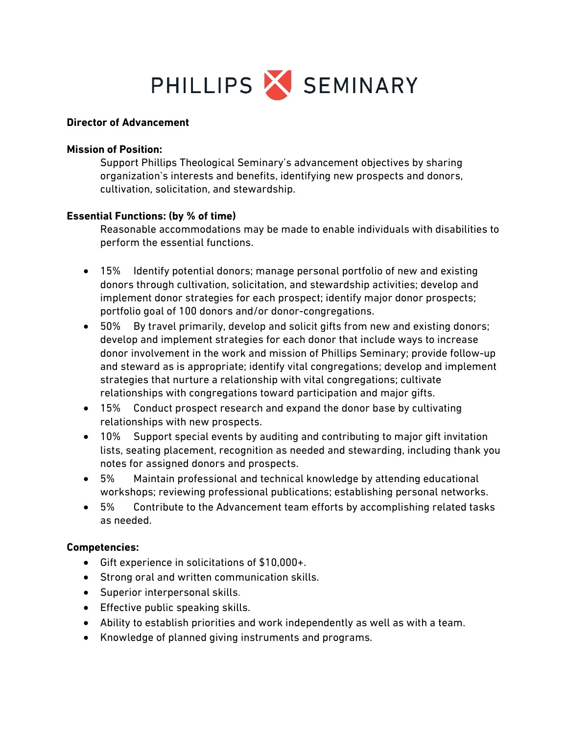# PHILLIPS SEMINARY

**Director of Advancement**

**Mission of Position:**

Support Phillips Theological Seminary's advancement objectives by sharing organization's interests and benefits, identifying new prospects and donors, cultivation, solicitation, and stewardship.

**Essential Functions: (by % of time)**

Reasonable accommodations may be made to enable individuals with disabilities to perform the essential functions.

- 15% Identify potential donors; manage personal portfolio of new and existing donors through cultivation, solicitation, and stewardship activities; develop and implement donor strategies for each prospect; identify major donor prospects; portfolio goal of 100 donors and/or donor-congregations.
- 50% By travel primarily, develop and solicit gifts from new and existing donors; develop and implement strategies for each donor that include ways to increase donor involvement in the work and mission of Phillips Seminary; provide follow-up and steward as is appropriate; identify vital congregations; develop and implement strategies that nurture a relationship with vital congregations; cultivate relationships with congregations toward participation and major gifts.
- 15% Conduct prospect research and expand the donor base by cultivating relationships with new prospects.
- 10% Support special events by auditing and contributing to major gift invitation lists, seating placement, recognition as needed and stewarding, including thank you notes for assigned donors and prospects.
- 5% Maintain professional and technical knowledge by attending educational workshops; reviewing professional publications; establishing personal networks.
- 5% Contribute to the Advancement team efforts by accomplishing related tasks as needed.

**Competencies:**

- Gift experience in solicitations of $10,000+.
- Strong oral and written communication skills.
- Superior interpersonal skills.
- Effective public speaking skills.
- Ability to establish priorities and work independently as well as with a team.
- Knowledge of planned giving instruments and programs.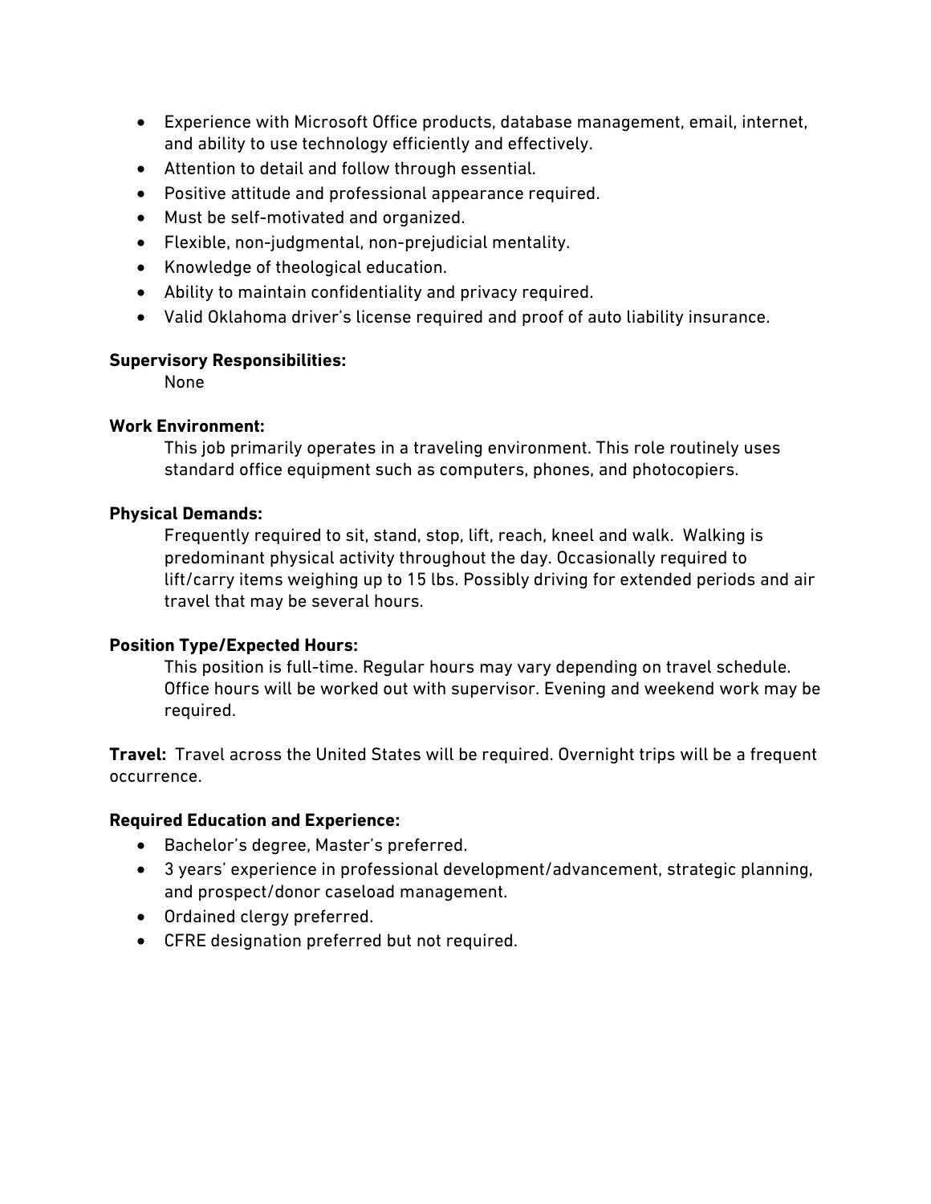- Experience with Microsoft Office products, database management, email, internet, and ability to use technology efficiently and effectively.
- Attention to detail and follow through essential.
- Positive attitude and professional appearance required.
- Must be self-motivated and organized.
- Flexible, non-judgmental, non-prejudicial mentality.
- Knowledge of theological education.
- Ability to maintain confidentiality and privacy required.
- Valid Oklahoma driver's license required and proof of auto liability insurance.

**Supervisory Responsibilities:**

None

**Work Environment:**

This job primarily operates in a traveling environment. This role routinely uses standard office equipment such as computers, phones, and photocopiers.

**Physical Demands:**

Frequently required to sit, stand, stop, lift, reach, kneel and walk. Walking is predominant physical activity throughout the day. Occasionally required to lift/carry items weighing up to 15 lbs. Possibly driving for extended periods and air travel that may be several hours.

**Position Type/Expected Hours:**

This position is full-time. Regular hours may vary depending on travel schedule. Office hours will be worked out with supervisor. Evening and weekend work may be required.

**Travel:** Travel across the United States will be required. Overnight trips will be a frequent occurrence.

**Required Education and Experience:**

- Bachelor's degree, Master's preferred.
- 3 years' experience in professional development/advancement, strategic planning, and prospect/donor caseload management.
- Ordained clergy preferred.
- CFRE designation preferred but not required.